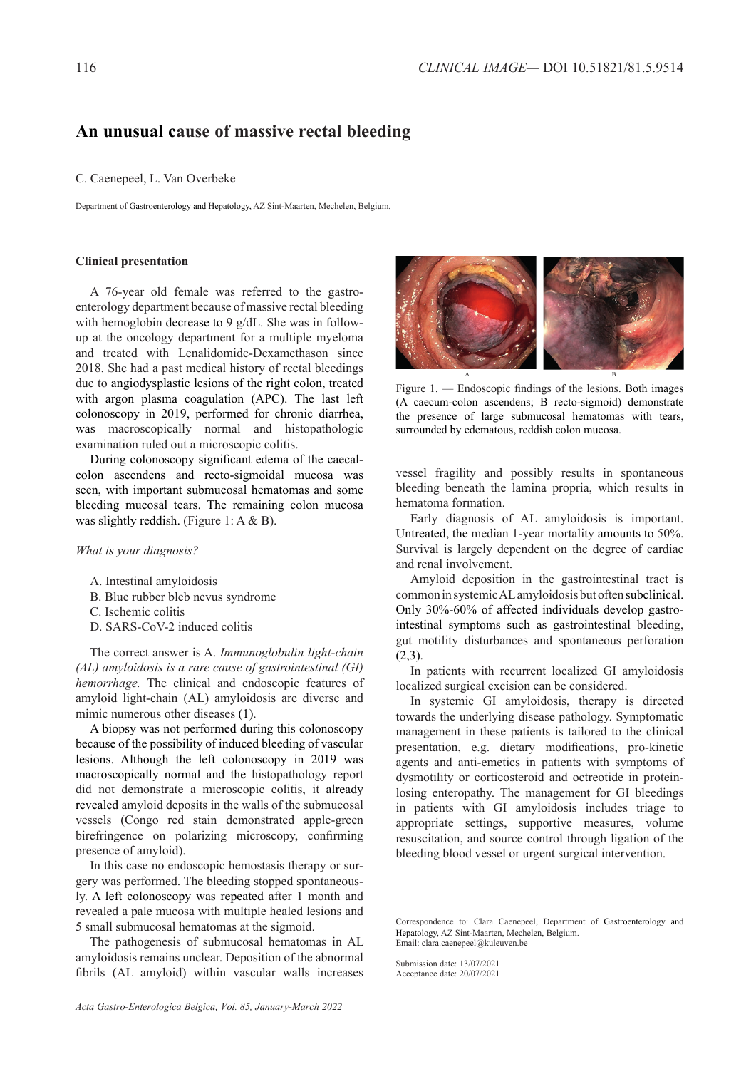# An unusual cause of massive rectal bleeding

C. Caenepeel, L. Van Overbeke

Department of Gastroenterology and Hepatology, AZ Sint-Maarten, Mechelen, Belgium.

## Clinical presentation

A 76-year old female was referred to the gastroenterology department because of massive rectal bleeding with hemoglobin decrease to 9 g/dL. She was in follow-up at the oncology department for a multiple myeloma and treated with Lenalidomide-Dexamethason since 2018. She had a past medical history of rectal bleedings due to angiodysplastic lesions of the right colon, treated with argon plasma coagulation (APC). The last left colonoscopy in 2019, performed for chronic diarrhea, was macroscopically normal and histopathologic examination ruled out a microscopic colitis.

During colonoscopy significant edema of the caecal-colon ascendens and recto-sigmoidal mucosa was seen, with important submucosal hematomas and some bleeding mucosal tears. The remaining colon mucosa was slightly reddish. (Figure 1: A & B).

Figure 1. — Endoscopic findings of the lesions. Both images (A caecum-colon ascendens; B recto-sigmoid) demonstrate the presence of large submucosal hematomas with tears, surrounded by edematous, reddish colon mucosa.

*What is your diagnosis?*

A. Intestinal amyloidosis
B. Blue rubber bleb nevus syndrome
C. Ischemic colitis
D. SARS-CoV-2 induced colitis

The correct answer is A. *Immunoglobulin light-chain (AL) amyloidosis is a rare cause of gastrointestinal (GI) hemorrhage.* The clinical and endoscopic features of amyloid light-chain (AL) amyloidosis are diverse and mimic numerous other diseases (1).

A biopsy was not performed during this colonoscopy because of the possibility of induced bleeding of vascular lesions. Although the left colonoscopy in 2019 was macroscopically normal and the histopathology report did not demonstrate a microscopic colitis, it already revealed amyloid deposits in the walls of the submucosal vessels (Congo red stain demonstrated apple-green birefringence on polarizing microscopy, confirming presence of amyloid).

In this case no endoscopic hemostasis therapy or surgery was performed. The bleeding stopped spontaneously. A left colonoscopy was repeated after 1 month and revealed a pale mucosa with multiple healed lesions and 5 small submucosal hematomas at the sigmoid.

The pathogenesis of submucosal hematomas in AL amyloidosis remains unclear. Deposition of the abnormal fibrils (AL amyloid) within vascular walls increases vessel fragility and possibly results in spontaneous bleeding beneath the lamina propria, which results in hematoma formation.

Early diagnosis of AL amyloidosis is important. Untreated, the median 1-year mortality amounts to 50%. Survival is largely dependent on the degree of cardiac and renal involvement.

Amyloid deposition in the gastrointestinal tract is common in systemic AL amyloidosis but often subclinical. Only 30%-60% of affected individuals develop gastrointestinal symptoms such as gastrointestinal bleeding, gut motility disturbances and spontaneous perforation (2,3).

In patients with recurrent localized GI amyloidosis localized surgical excision can be considered.

In systemic GI amyloidosis, therapy is directed towards the underlying disease pathology. Symptomatic management in these patients is tailored to the clinical presentation, e.g. dietary modifications, pro-kinetic agents and anti-emetics in patients with symptoms of dysmotility or corticosteroid and octreotide in protein-losing enteropathy. The management for GI bleedings in patients with GI amyloidosis includes triage to appropriate settings, supportive measures, volume resuscitation, and source control through ligation of the bleeding blood vessel or urgent surgical intervention.

Correspondence to: Clara Caenepeel, Department of Gastroenterology and Hepatology, AZ Sint-Maarten, Mechelen, Belgium.
Email: clara.caenepeel@kuleuven.be

Submission date: 13/07/2021
Acceptance date: 20/07/2021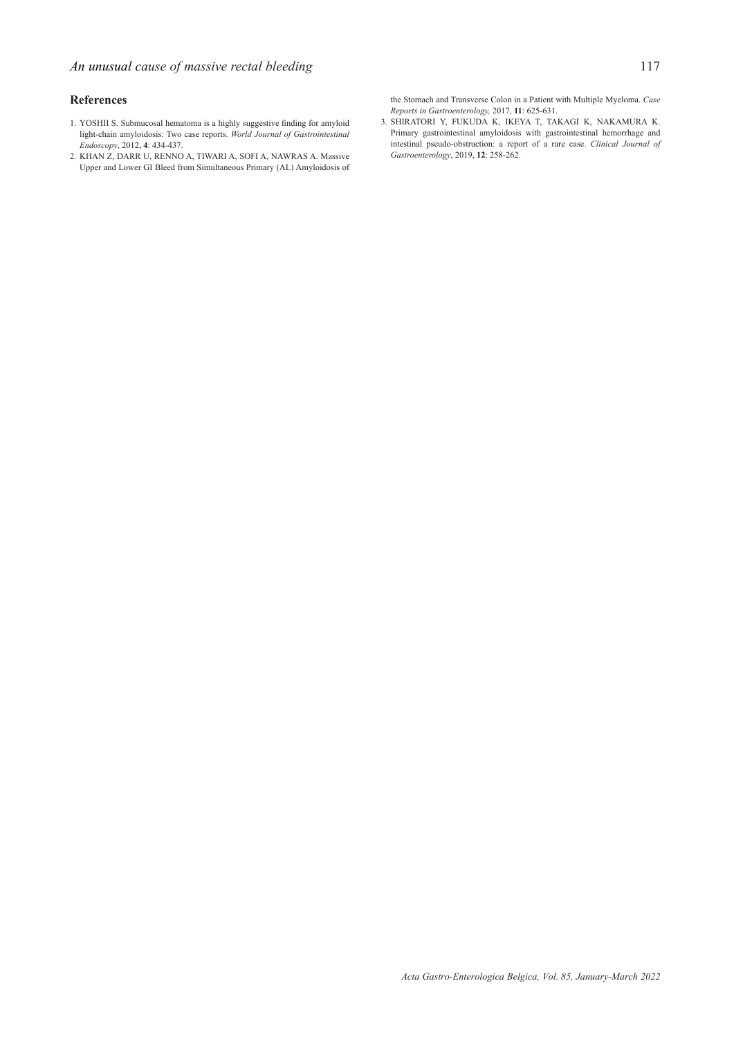## References

1. YOSHII S. Submucosal hematoma is a highly suggestive finding for amyloid light-chain amyloidosis: Two case reports. *World Journal of Gastrointestinal Endoscopy*, 2012, **4**: 434-437.
2. KHAN Z, DARR U, RENNO A, TIWARI A, SOFI A, NAWRAS A. Massive Upper and Lower GI Bleed from Simultaneous Primary (AL) Amyloidosis of the Stomach and Transverse Colon in a Patient with Multiple Myeloma. *Case Reports in Gastroenterology,* 2017, **11**: 625-631.
3. SHIRATORI Y, FUKUDA K, IKEYA T, TAKAGI K, NAKAMURA K. Primary gastrointestinal amyloidosis with gastrointestinal hemorrhage and intestinal pseudo-obstruction: a report of a rare case. *Clinical Journal of Gastroenterology*, 2019, **12**: 258-262.